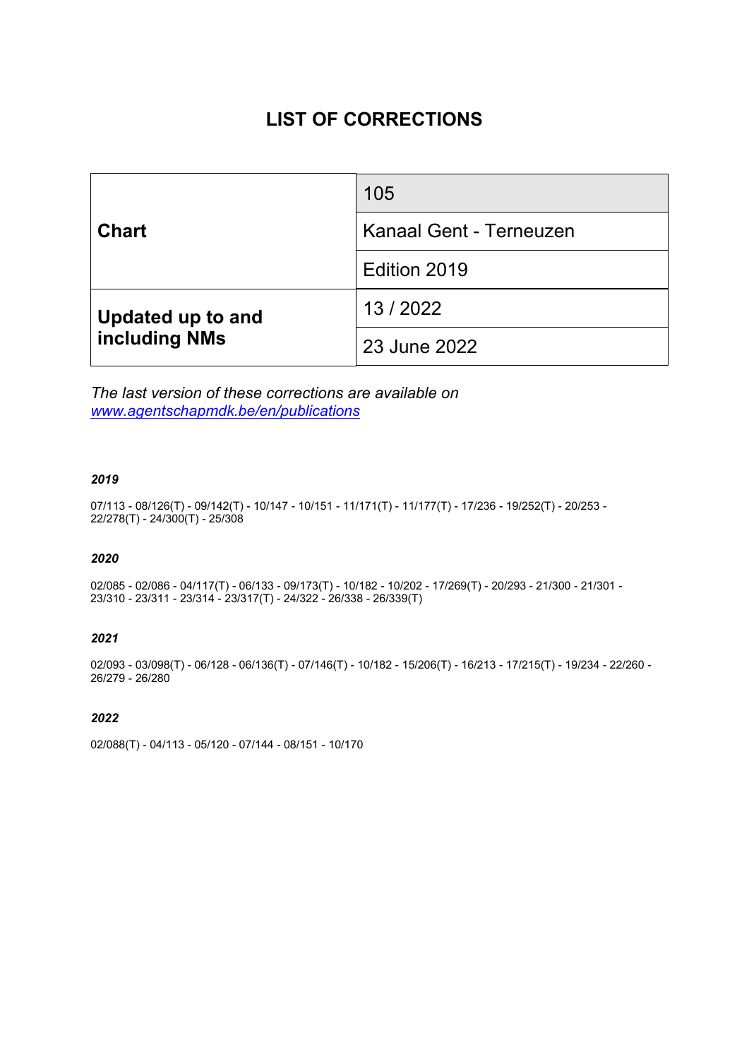# LIST OF CORRECTIONS

| | |
|---|---|
| **Chart** | 105 |
| | Kanaal Gent - Terneuzen |
| | Edition 2019 |
| **Updated up to and including NMs** | 13 / 2022 |
| | 23 June 2022 |

*The last version of these corrections are available on [www.agentschapmdk.be/en/publications](www.agentschapmdk.be/en/publications)*

***2019***

07/113 - 08/126(T) - 09/142(T) - 10/147 - 10/151 - 11/171(T) - 11/177(T) - 17/236 - 19/252(T) - 20/253 - 22/278(T) - 24/300(T) - 25/308

***2020***

02/085 - 02/086 - 04/117(T) - 06/133 - 09/173(T) - 10/182 - 10/202 - 17/269(T) - 20/293 - 21/300 - 21/301 - 23/310 - 23/311 - 23/314 - 23/317(T) - 24/322 - 26/338 - 26/339(T)

***2021***

02/093 - 03/098(T) - 06/128 - 06/136(T) - 07/146(T) - 10/182 - 15/206(T) - 16/213 - 17/215(T) - 19/234 - 22/260 - 26/279 - 26/280

***2022***

02/088(T) - 04/113 - 05/120 - 07/144 - 08/151 - 10/170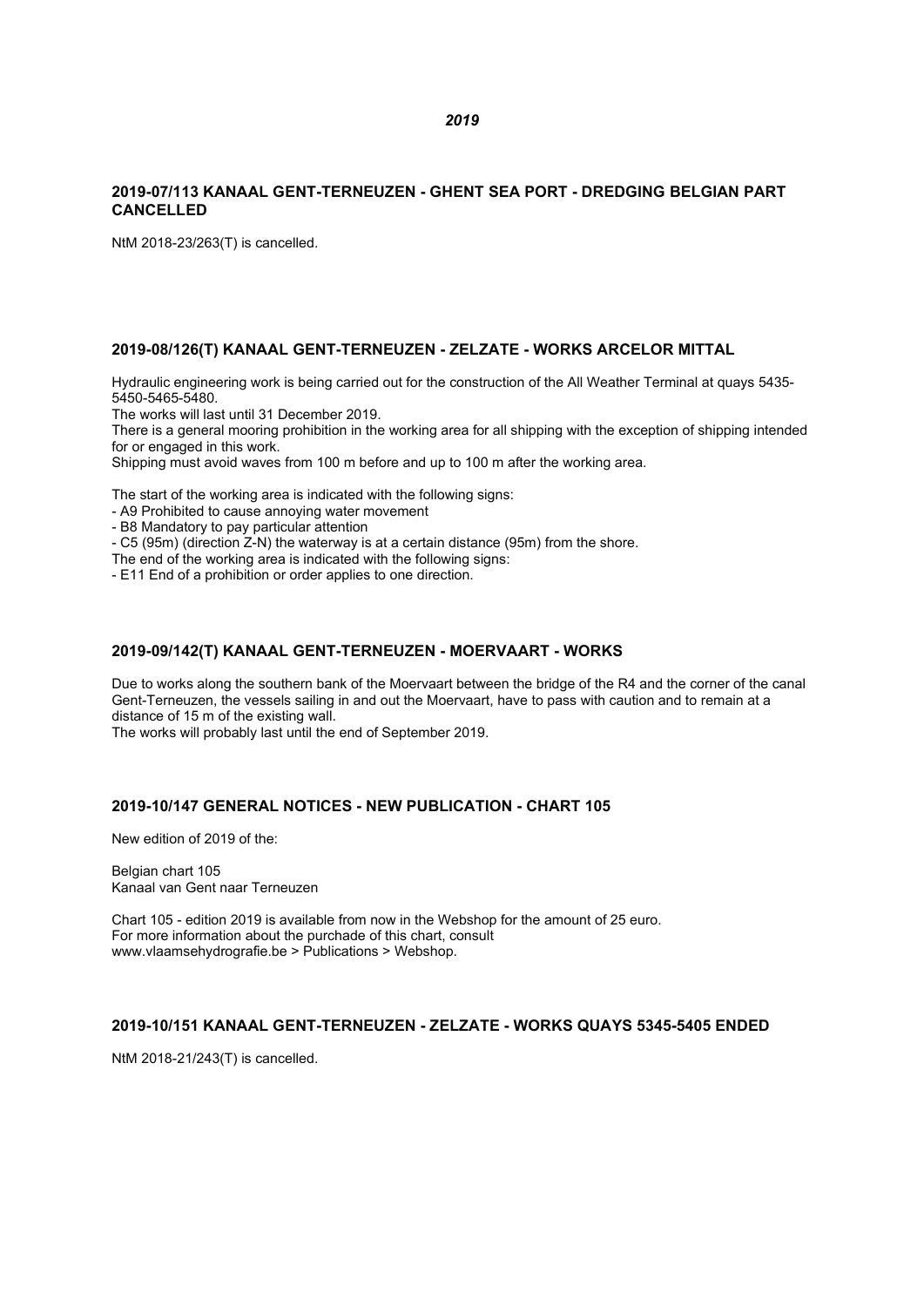*2019*

### 2019-07/113 KANAAL GENT-TERNEUZEN - GHENT SEA PORT - DREDGING BELGIAN PART CANCELLED

NtM 2018-23/263(T) is cancelled.

### 2019-08/126(T) KANAAL GENT-TERNEUZEN - ZELZATE - WORKS ARCELOR MITTAL

Hydraulic engineering work is being carried out for the construction of the All Weather Terminal at quays 5435-5450-5465-5480.
The works will last until 31 December 2019.
There is a general mooring prohibition in the working area for all shipping with the exception of shipping intended for or engaged in this work.
Shipping must avoid waves from 100 m before and up to 100 m after the working area.

The start of the working area is indicated with the following signs:
- A9 Prohibited to cause annoying water movement
- B8 Mandatory to pay particular attention
- C5 (95m) (direction Z-N) the waterway is at a certain distance (95m) from the shore.

The end of the working area is indicated with the following signs:
- E11 End of a prohibition or order applies to one direction.

### 2019-09/142(T) KANAAL GENT-TERNEUZEN - MOERVAART - WORKS

Due to works along the southern bank of the Moervaart between the bridge of the R4 and the corner of the canal Gent-Terneuzen, the vessels sailing in and out the Moervaart, have to pass with caution and to remain at a distance of 15 m of the existing wall.
The works will probably last until the end of September 2019.

### 2019-10/147 GENERAL NOTICES - NEW PUBLICATION - CHART 105

New edition of 2019 of the:

Belgian chart 105
Kanaal van Gent naar Terneuzen

Chart 105 - edition 2019 is available from now in the Webshop for the amount of 25 euro.
For more information about the purchade of this chart, consult
www.vlaamsehydrografie.be > Publications > Webshop.

### 2019-10/151 KANAAL GENT-TERNEUZEN - ZELZATE - WORKS QUAYS 5345-5405 ENDED

NtM 2018-21/243(T) is cancelled.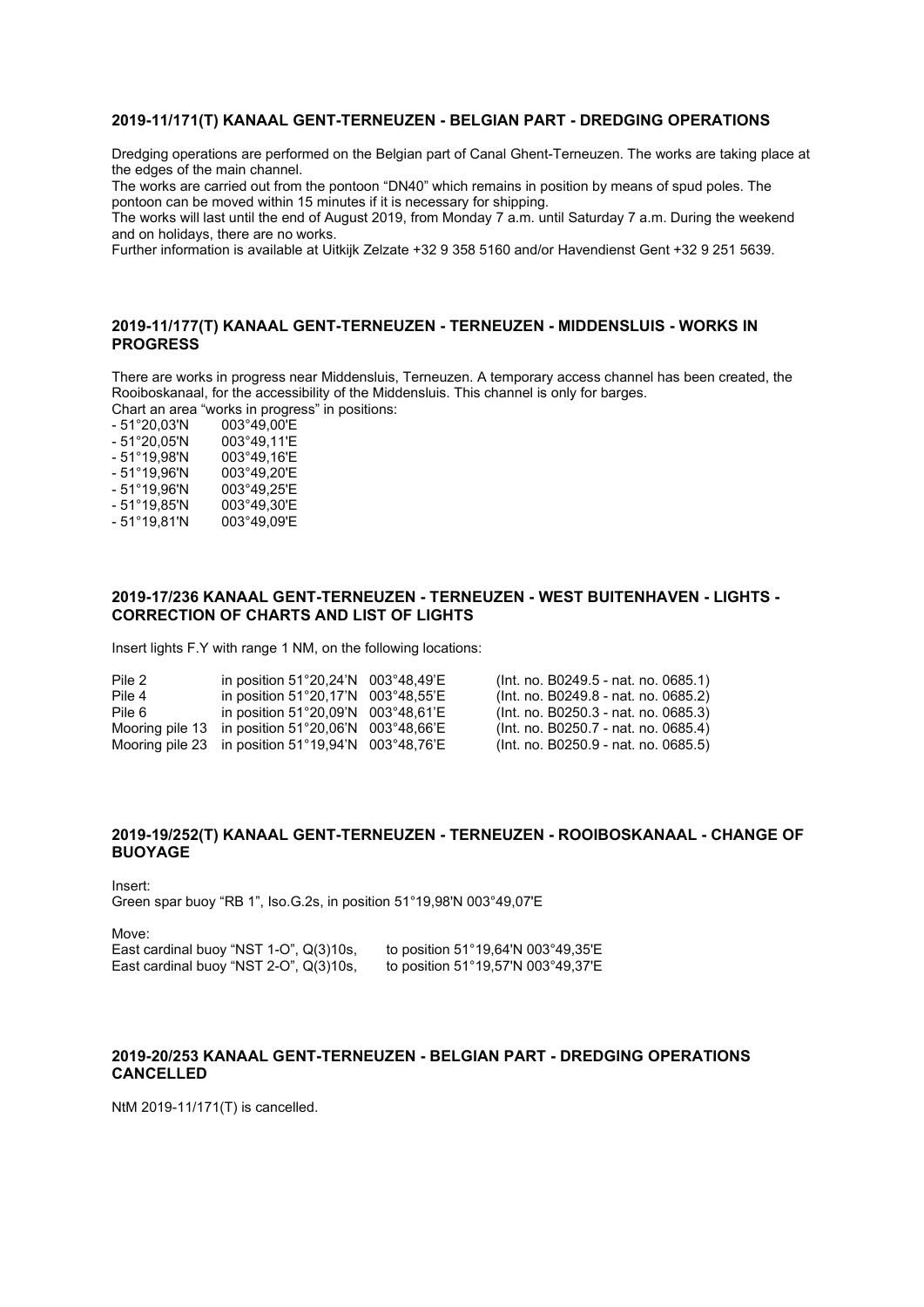## 2019-11/171(T) KANAAL GENT-TERNEUZEN - BELGIAN PART - DREDGING OPERATIONS

Dredging operations are performed on the Belgian part of Canal Ghent-Terneuzen. The works are taking place at the edges of the main channel.
The works are carried out from the pontoon "DN40" which remains in position by means of spud poles. The pontoon can be moved within 15 minutes if it is necessary for shipping.
The works will last until the end of August 2019, from Monday 7 a.m. until Saturday 7 a.m. During the weekend and on holidays, there are no works.
Further information is available at Uitkijk Zelzate +32 9 358 5160 and/or Havendienst Gent +32 9 251 5639.

## 2019-11/177(T) KANAAL GENT-TERNEUZEN - TERNEUZEN - MIDDENSLUIS - WORKS IN PROGRESS

There are works in progress near Middensluis, Terneuzen. A temporary access channel has been created, the Rooiboskanaal, for the accessibility of the Middensluis. This channel is only for barges.
Chart an area "works in progress" in positions:

- 51°20,03'N 003°49,00'E
- 51°20,05'N 003°49,11'E
- 51°19,98'N 003°49,16'E
- 51°19,96'N 003°49,20'E
- 51°19,96'N 003°49,25'E
- 51°19,85'N 003°49,30'E
- 51°19,81'N 003°49,09'E

## 2019-17/236 KANAAL GENT-TERNEUZEN - TERNEUZEN - WEST BUITENHAVEN - LIGHTS - CORRECTION OF CHARTS AND LIST OF LIGHTS

Insert lights F.Y with range 1 NM, on the following locations:

| | | | |
|---|---|---|---|
| Pile 2 | in position 51°20,24'N | 003°48,49'E | (Int. no. B0249.5 - nat. no. 0685.1) |
| Pile 4 | in position 51°20,17'N | 003°48,55'E | (Int. no. B0249.8 - nat. no. 0685.2) |
| Pile 6 | in position 51°20,09'N | 003°48,61'E | (Int. no. B0250.3 - nat. no. 0685.3) |
| Mooring pile 13 | in position 51°20,06'N | 003°48,66'E | (Int. no. B0250.7 - nat. no. 0685.4) |
| Mooring pile 23 | in position 51°19,94'N | 003°48,76'E | (Int. no. B0250.9 - nat. no. 0685.5) |

## 2019-19/252(T) KANAAL GENT-TERNEUZEN - TERNEUZEN - ROOIBOSKANAAL - CHANGE OF BUOYAGE

Insert:
Green spar buoy "RB 1", Iso.G.2s, in position 51°19,98'N 003°49,07'E

Move:

| | |
|---|---|
| East cardinal buoy "NST 1-O", Q(3)10s, | to position 51°19,64'N 003°49,35'E |
| East cardinal buoy "NST 2-O", Q(3)10s, | to position 51°19,57'N 003°49,37'E |

## 2019-20/253 KANAAL GENT-TERNEUZEN - BELGIAN PART - DREDGING OPERATIONS CANCELLED

NtM 2019-11/171(T) is cancelled.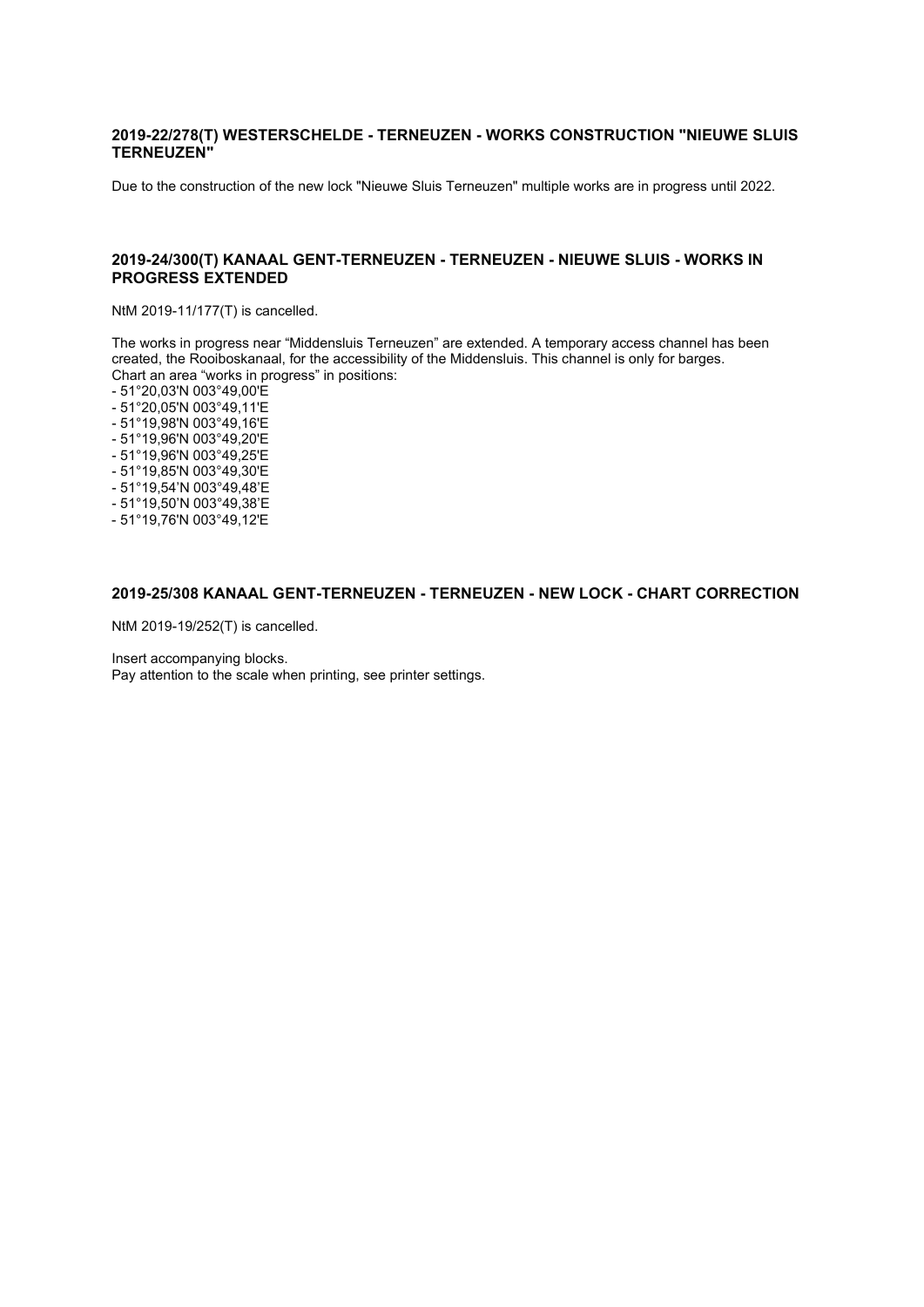### 2019-22/278(T) WESTERSCHELDE - TERNEUZEN - WORKS CONSTRUCTION "NIEUWE SLUIS TERNEUZEN"

Due to the construction of the new lock "Nieuwe Sluis Terneuzen" multiple works are in progress until 2022.

### 2019-24/300(T) KANAAL GENT-TERNEUZEN - TERNEUZEN - NIEUWE SLUIS - WORKS IN PROGRESS EXTENDED

NtM 2019-11/177(T) is cancelled.

The works in progress near “Middensluis Terneuzen” are extended. A temporary access channel has been created, the Rooiboskanaal, for the accessibility of the Middensluis. This channel is only for barges.
Chart an area “works in progress” in positions:

- 51°20,03'N 003°49,00'E
- 51°20,05'N 003°49,11'E
- 51°19,98'N 003°49,16'E
- 51°19,96'N 003°49,20'E
- 51°19,96'N 003°49,25'E
- 51°19,85'N 003°49,30'E
- 51°19,54’N 003°49,48’E
- 51°19,50’N 003°49,38’E
- 51°19,76'N 003°49,12'E

### 2019-25/308 KANAAL GENT-TERNEUZEN - TERNEUZEN - NEW LOCK - CHART CORRECTION

NtM 2019-19/252(T) is cancelled.

Insert accompanying blocks.
Pay attention to the scale when printing, see printer settings.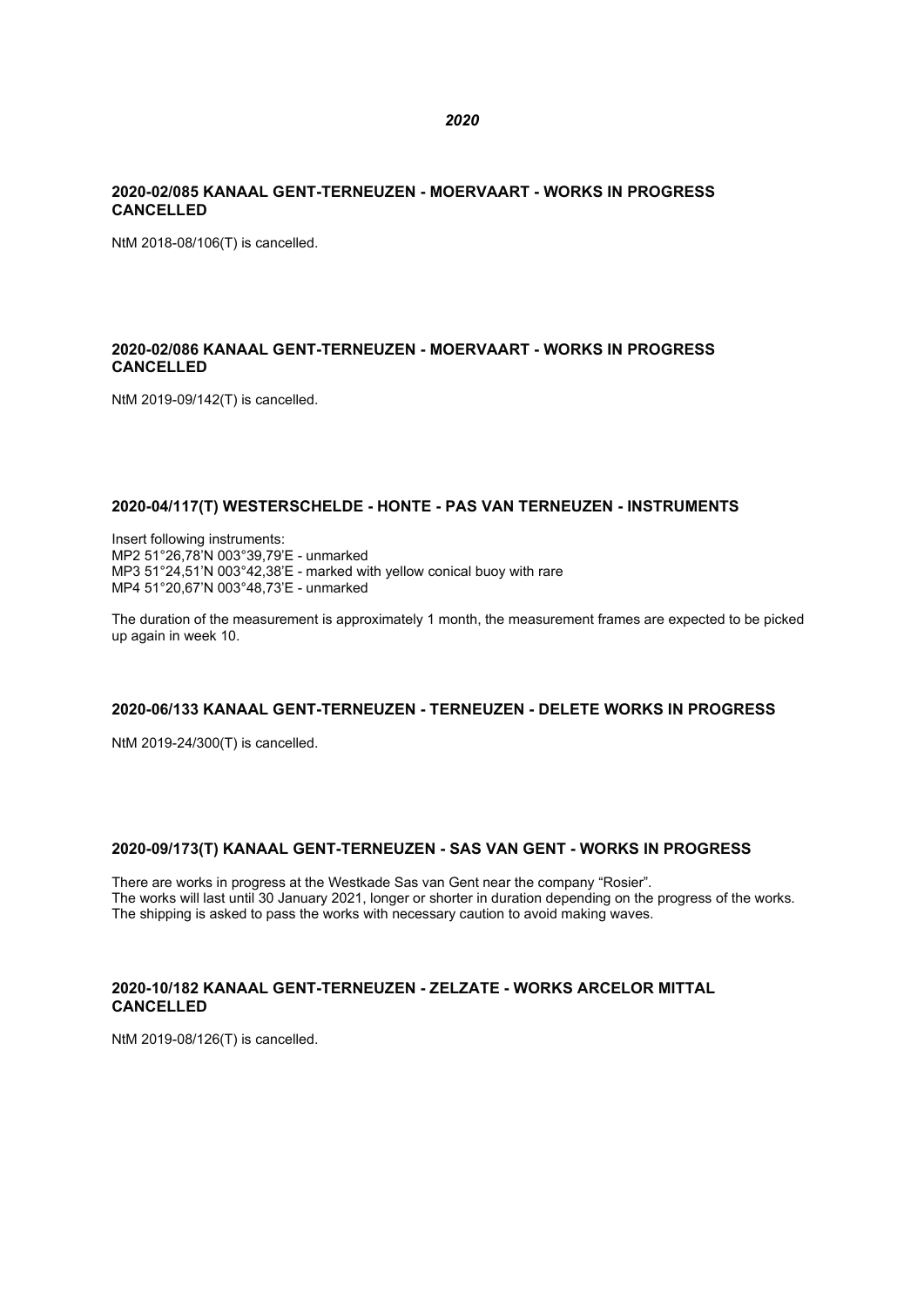*2020*

## 2020-02/085 KANAAL GENT-TERNEUZEN - MOERVAART - WORKS IN PROGRESS CANCELLED

NtM 2018-08/106(T) is cancelled.

## 2020-02/086 KANAAL GENT-TERNEUZEN - MOERVAART - WORKS IN PROGRESS CANCELLED

NtM 2019-09/142(T) is cancelled.

## 2020-04/117(T) WESTERSCHELDE - HONTE - PAS VAN TERNEUZEN - INSTRUMENTS

Insert following instruments:
MP2 51°26,78'N 003°39,79'E - unmarked
MP3 51°24,51'N 003°42,38'E - marked with yellow conical buoy with rare
MP4 51°20,67'N 003°48,73'E - unmarked

The duration of the measurement is approximately 1 month, the measurement frames are expected to be picked up again in week 10.

## 2020-06/133 KANAAL GENT-TERNEUZEN - TERNEUZEN - DELETE WORKS IN PROGRESS

NtM 2019-24/300(T) is cancelled.

## 2020-09/173(T) KANAAL GENT-TERNEUZEN - SAS VAN GENT - WORKS IN PROGRESS

There are works in progress at the Westkade Sas van Gent near the company "Rosier".
The works will last until 30 January 2021, longer or shorter in duration depending on the progress of the works.
The shipping is asked to pass the works with necessary caution to avoid making waves.

## 2020-10/182 KANAAL GENT-TERNEUZEN - ZELZATE - WORKS ARCELOR MITTAL CANCELLED

NtM 2019-08/126(T) is cancelled.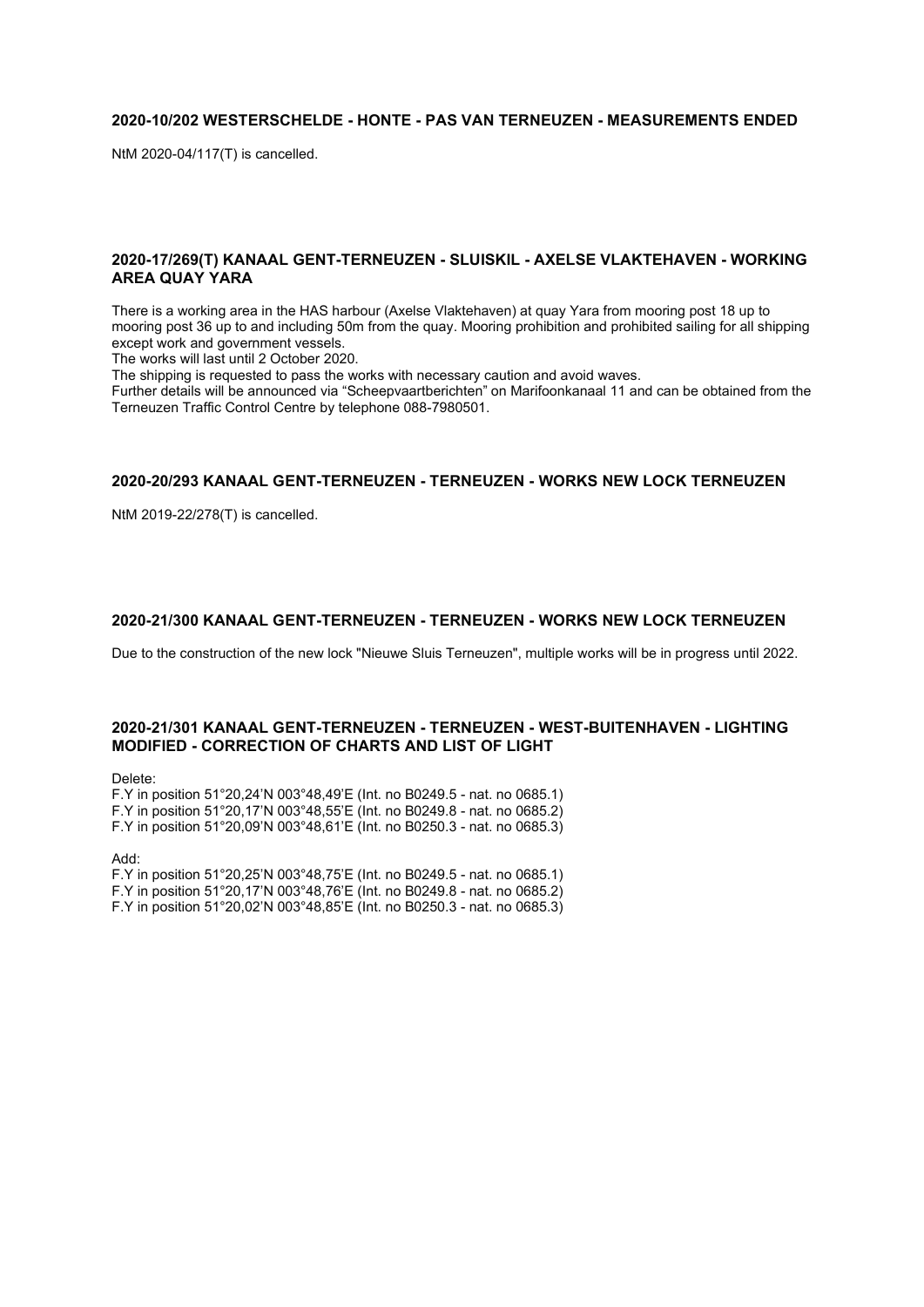### 2020-10/202 WESTERSCHELDE - HONTE - PAS VAN TERNEUZEN - MEASUREMENTS ENDED

NtM 2020-04/117(T) is cancelled.

### 2020-17/269(T) KANAAL GENT-TERNEUZEN - SLUISKIL - AXELSE VLAKTEHAVEN - WORKING AREA QUAY YARA

There is a working area in the HAS harbour (Axelse Vlaktehaven) at quay Yara from mooring post 18 up to mooring post 36 up to and including 50m from the quay. Mooring prohibition and prohibited sailing for all shipping except work and government vessels.
The works will last until 2 October 2020.
The shipping is requested to pass the works with necessary caution and avoid waves.
Further details will be announced via "Scheepvaartberichten" on Marifoonkanaal 11 and can be obtained from the Terneuzen Traffic Control Centre by telephone 088-7980501.

### 2020-20/293 KANAAL GENT-TERNEUZEN - TERNEUZEN - WORKS NEW LOCK TERNEUZEN

NtM 2019-22/278(T) is cancelled.

### 2020-21/300 KANAAL GENT-TERNEUZEN - TERNEUZEN - WORKS NEW LOCK TERNEUZEN

Due to the construction of the new lock "Nieuwe Sluis Terneuzen", multiple works will be in progress until 2022.

### 2020-21/301 KANAAL GENT-TERNEUZEN - TERNEUZEN - WEST-BUITENHAVEN - LIGHTING MODIFIED - CORRECTION OF CHARTS AND LIST OF LIGHT

Delete:
F.Y in position 51°20,24'N 003°48,49'E (Int. no B0249.5 - nat. no 0685.1)
F.Y in position 51°20,17'N 003°48,55'E (Int. no B0249.8 - nat. no 0685.2)
F.Y in position 51°20,09'N 003°48,61'E (Int. no B0250.3 - nat. no 0685.3)

Add:
F.Y in position 51°20,25'N 003°48,75'E (Int. no B0249.5 - nat. no 0685.1)
F.Y in position 51°20,17'N 003°48,76'E (Int. no B0249.8 - nat. no 0685.2)
F.Y in position 51°20,02'N 003°48,85'E (Int. no B0250.3 - nat. no 0685.3)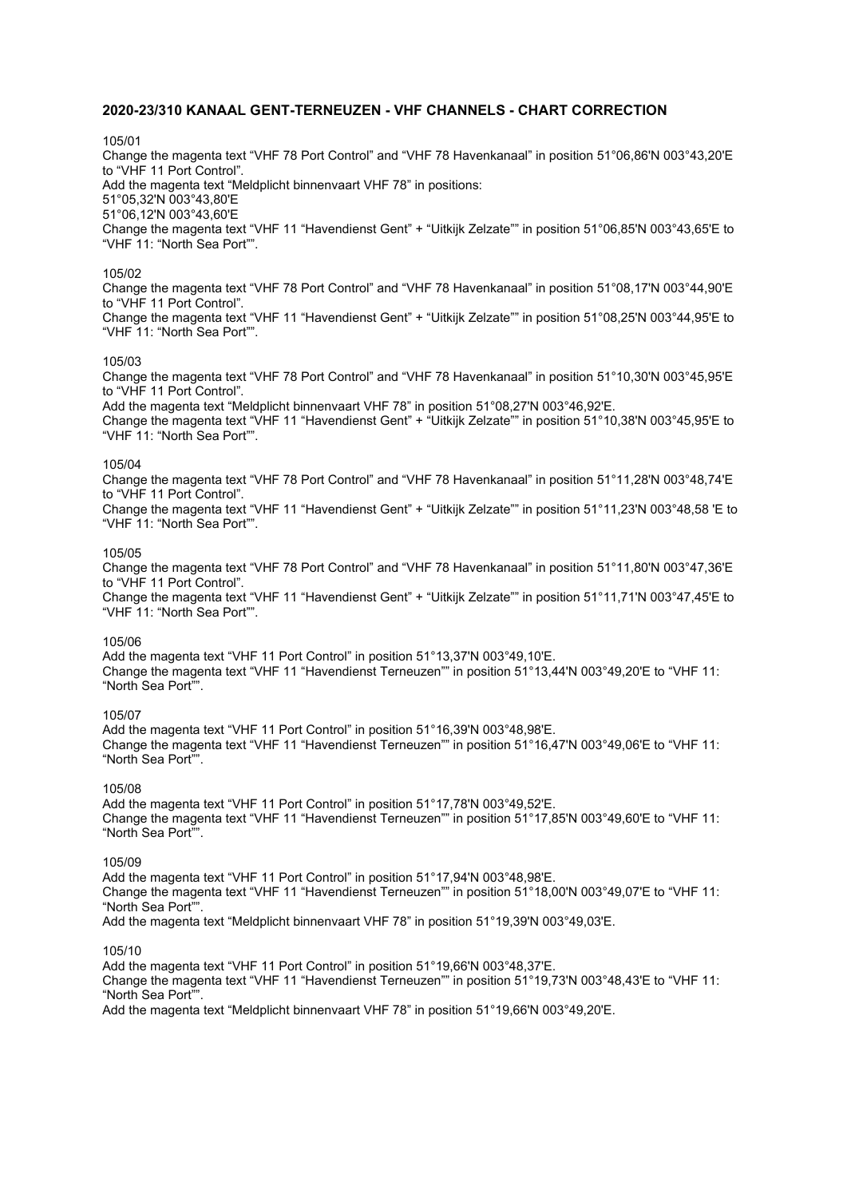**2020-23/310 KANAAL GENT-TERNEUZEN - VHF CHANNELS - CHART CORRECTION**

105/01

Change the magenta text “VHF 78 Port Control” and “VHF 78 Havenkanaal” in position 51°06,86'N 003°43,20'E to “VHF 11 Port Control”.

Add the magenta text “Meldplicht binnenvaart VHF 78” in positions:

51°05,32'N 003°43,80'E

51°06,12'N 003°43,60'E

Change the magenta text “VHF 11 “Havendienst Gent” + “Uitkijk Zelzate”” in position 51°06,85'N 003°43,65'E to “VHF 11: “North Sea Port””.

105/02

Change the magenta text “VHF 78 Port Control” and “VHF 78 Havenkanaal” in position 51°08,17'N 003°44,90'E to “VHF 11 Port Control”.

Change the magenta text “VHF 11 “Havendienst Gent” + “Uitkijk Zelzate”” in position 51°08,25'N 003°44,95'E to “VHF 11: “North Sea Port””.

105/03

Change the magenta text “VHF 78 Port Control” and “VHF 78 Havenkanaal” in position 51°10,30'N 003°45,95'E to “VHF 11 Port Control”.

Add the magenta text “Meldplicht binnenvaart VHF 78” in position 51°08,27'N 003°46,92'E.

Change the magenta text “VHF 11 “Havendienst Gent” + “Uitkijk Zelzate”” in position 51°10,38'N 003°45,95'E to “VHF 11: “North Sea Port””.

105/04

Change the magenta text “VHF 78 Port Control” and “VHF 78 Havenkanaal” in position 51°11,28'N 003°48,74'E to “VHF 11 Port Control”.

Change the magenta text “VHF 11 “Havendienst Gent” + “Uitkijk Zelzate”” in position 51°11,23'N 003°48,58 'E to “VHF 11: “North Sea Port””.

105/05

Change the magenta text “VHF 78 Port Control” and “VHF 78 Havenkanaal” in position 51°11,80'N 003°47,36'E to “VHF 11 Port Control”.

Change the magenta text “VHF 11 “Havendienst Gent” + “Uitkijk Zelzate”” in position 51°11,71'N 003°47,45'E to “VHF 11: “North Sea Port””.

105/06

Add the magenta text “VHF 11 Port Control” in position 51°13,37'N 003°49,10'E.

Change the magenta text “VHF 11 “Havendienst Terneuzen”” in position 51°13,44'N 003°49,20'E to “VHF 11: “North Sea Port””.

105/07

Add the magenta text “VHF 11 Port Control” in position 51°16,39'N 003°48,98'E.

Change the magenta text “VHF 11 “Havendienst Terneuzen”” in position 51°16,47'N 003°49,06'E to “VHF 11: “North Sea Port””.

105/08

Add the magenta text “VHF 11 Port Control” in position 51°17,78'N 003°49,52'E.

Change the magenta text “VHF 11 “Havendienst Terneuzen”” in position 51°17,85'N 003°49,60'E to “VHF 11: “North Sea Port””.

105/09

Add the magenta text “VHF 11 Port Control” in position 51°17,94'N 003°48,98'E.

Change the magenta text “VHF 11 “Havendienst Terneuzen”” in position 51°18,00'N 003°49,07'E to “VHF 11: “North Sea Port””.

Add the magenta text “Meldplicht binnenvaart VHF 78” in position 51°19,39'N 003°49,03'E.

105/10

Add the magenta text “VHF 11 Port Control” in position 51°19,66'N 003°48,37'E.

Change the magenta text “VHF 11 “Havendienst Terneuzen”” in position 51°19,73'N 003°48,43'E to “VHF 11: “North Sea Port””.

Add the magenta text “Meldplicht binnenvaart VHF 78” in position 51°19,66'N 003°49,20'E.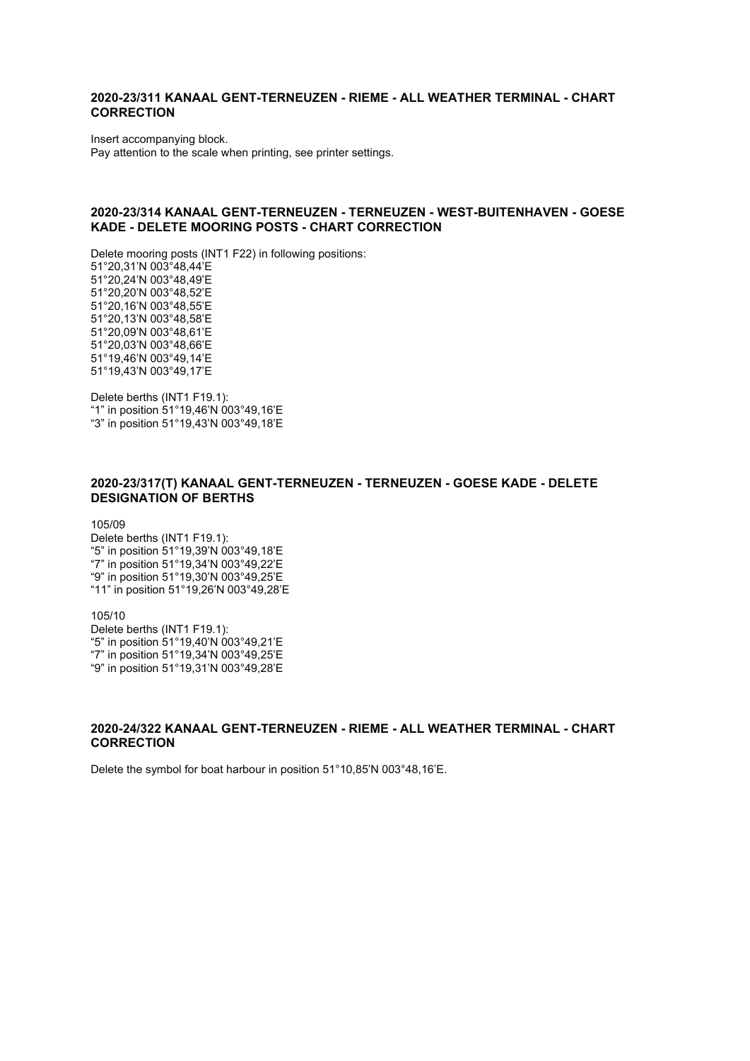### 2020-23/311 KANAAL GENT-TERNEUZEN - RIEME - ALL WEATHER TERMINAL - CHART CORRECTION

Insert accompanying block.
Pay attention to the scale when printing, see printer settings.

### 2020-23/314 KANAAL GENT-TERNEUZEN - TERNEUZEN - WEST-BUITENHAVEN - GOESE KADE - DELETE MOORING POSTS - CHART CORRECTION

Delete mooring posts (INT1 F22) in following positions:
51°20,31'N 003°48,44'E
51°20,24'N 003°48,49'E
51°20,20'N 003°48,52'E
51°20,16'N 003°48,55'E
51°20,13'N 003°48,58'E
51°20,09'N 003°48,61'E
51°20,03'N 003°48,66'E
51°19,46'N 003°49,14'E
51°19,43'N 003°49,17'E

Delete berths (INT1 F19.1):
"1" in position 51°19,46'N 003°49,16'E
"3" in position 51°19,43'N 003°49,18'E

### 2020-23/317(T) KANAAL GENT-TERNEUZEN - TERNEUZEN - GOESE KADE - DELETE DESIGNATION OF BERTHS

105/09
Delete berths (INT1 F19.1):
"5" in position 51°19,39'N 003°49,18'E
"7" in position 51°19,34'N 003°49,22'E
"9" in position 51°19,30'N 003°49,25'E
"11" in position 51°19,26'N 003°49,28'E

105/10
Delete berths (INT1 F19.1):
"5" in position 51°19,40'N 003°49,21'E
"7" in position 51°19,34'N 003°49,25'E
"9" in position 51°19,31'N 003°49,28'E

### 2020-24/322 KANAAL GENT-TERNEUZEN - RIEME - ALL WEATHER TERMINAL - CHART CORRECTION

Delete the symbol for boat harbour in position 51°10,85'N 003°48,16'E.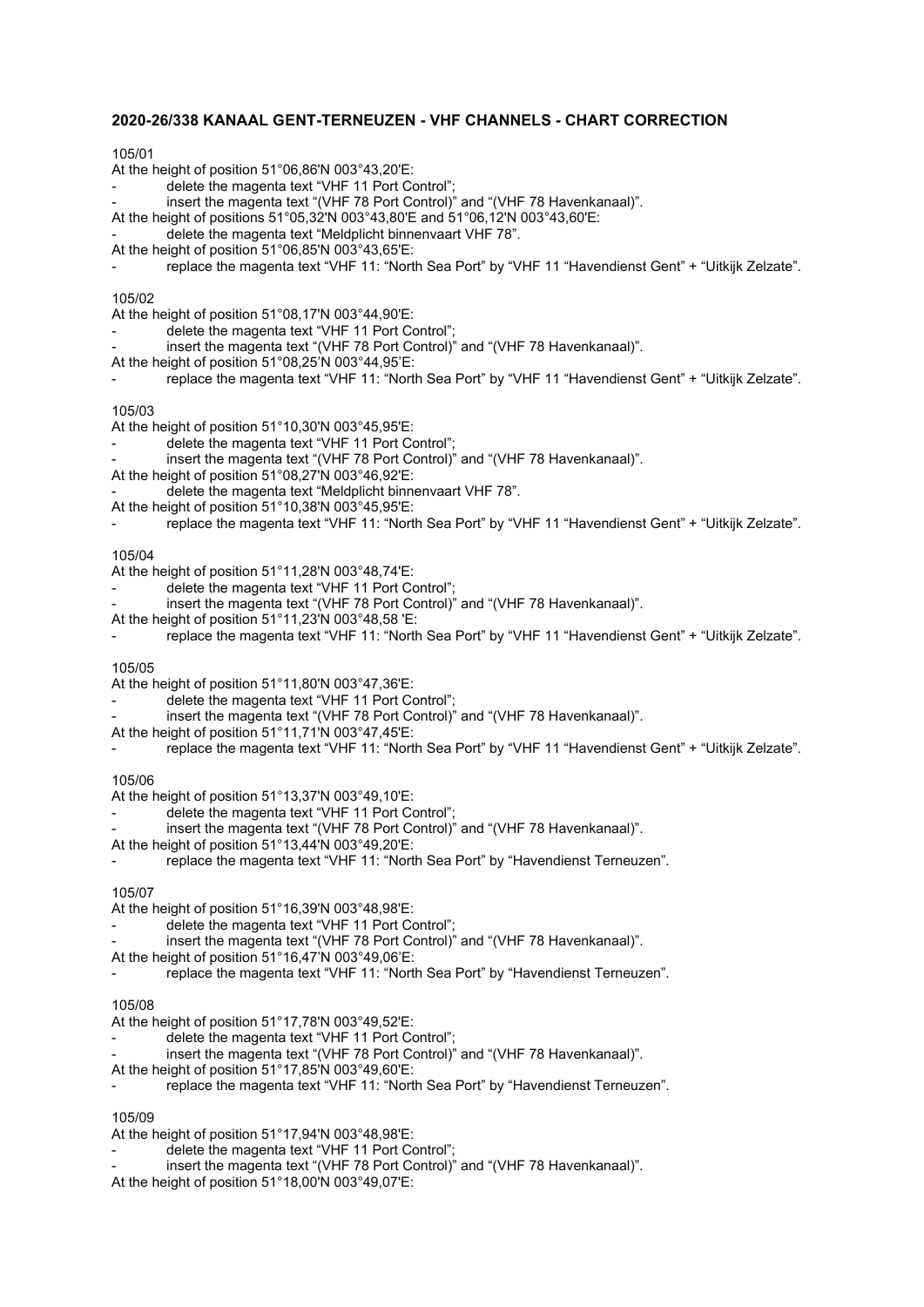## 2020-26/338 KANAAL GENT-TERNEUZEN - VHF CHANNELS - CHART CORRECTION

105/01

At the height of position 51°06,86'N 003°43,20'E:

- delete the magenta text “VHF 11 Port Control”;
- insert the magenta text “(VHF 78 Port Control)” and “(VHF 78 Havenkanaal)”.

At the height of positions 51°05,32'N 003°43,80'E and 51°06,12'N 003°43,60'E:

- delete the magenta text “Meldplicht binnenvaart VHF 78”.

At the height of position 51°06,85'N 003°43,65'E:

- replace the magenta text “VHF 11: “North Sea Port” by “VHF 11 “Havendienst Gent” + “Uitkijk Zelzate”.

105/02

At the height of position 51°08,17'N 003°44,90'E:

- delete the magenta text “VHF 11 Port Control”;
- insert the magenta text “(VHF 78 Port Control)” and “(VHF 78 Havenkanaal)”.

At the height of position 51°08,25'N 003°44,95'E:

- replace the magenta text “VHF 11: “North Sea Port” by “VHF 11 “Havendienst Gent” + “Uitkijk Zelzate”.

105/03

At the height of position 51°10,30'N 003°45,95'E:

- delete the magenta text “VHF 11 Port Control”;
- insert the magenta text “(VHF 78 Port Control)” and “(VHF 78 Havenkanaal)”.

At the height of position 51°08,27'N 003°46,92'E:

- delete the magenta text “Meldplicht binnenvaart VHF 78”.

At the height of position 51°10,38'N 003°45,95'E:

- replace the magenta text “VHF 11: “North Sea Port” by “VHF 11 “Havendienst Gent” + “Uitkijk Zelzate”.

105/04

At the height of position 51°11,28'N 003°48,74'E:

- delete the magenta text “VHF 11 Port Control”;
- insert the magenta text “(VHF 78 Port Control)” and “(VHF 78 Havenkanaal)”.

At the height of position 51°11,23'N 003°48,58 'E:

- replace the magenta text “VHF 11: “North Sea Port” by “VHF 11 “Havendienst Gent” + “Uitkijk Zelzate”.

105/05

At the height of position 51°11,80'N 003°47,36'E:

- delete the magenta text “VHF 11 Port Control”;
- insert the magenta text “(VHF 78 Port Control)” and “(VHF 78 Havenkanaal)”.

At the height of position 51°11,71'N 003°47,45'E:

- replace the magenta text “VHF 11: “North Sea Port” by “VHF 11 “Havendienst Gent” + “Uitkijk Zelzate”.

105/06

At the height of position 51°13,37'N 003°49,10'E:

- delete the magenta text “VHF 11 Port Control”;
- insert the magenta text “(VHF 78 Port Control)” and “(VHF 78 Havenkanaal)”.

At the height of position 51°13,44'N 003°49,20'E:

- replace the magenta text “VHF 11: “North Sea Port” by “Havendienst Terneuzen”.

105/07

At the height of position 51°16,39'N 003°48,98'E:

- delete the magenta text “VHF 11 Port Control”;
- insert the magenta text “(VHF 78 Port Control)” and “(VHF 78 Havenkanaal)”.

At the height of position 51°16,47'N 003°49,06'E:

- replace the magenta text “VHF 11: “North Sea Port” by “Havendienst Terneuzen”.

105/08

At the height of position 51°17,78'N 003°49,52'E:

- delete the magenta text “VHF 11 Port Control”;
- insert the magenta text “(VHF 78 Port Control)” and “(VHF 78 Havenkanaal)”.

At the height of position 51°17,85'N 003°49,60'E:

- replace the magenta text “VHF 11: “North Sea Port” by “Havendienst Terneuzen”.

105/09

At the height of position 51°17,94'N 003°48,98'E:

- delete the magenta text “VHF 11 Port Control”;
- insert the magenta text “(VHF 78 Port Control)” and “(VHF 78 Havenkanaal)”.

At the height of position 51°18,00'N 003°49,07'E: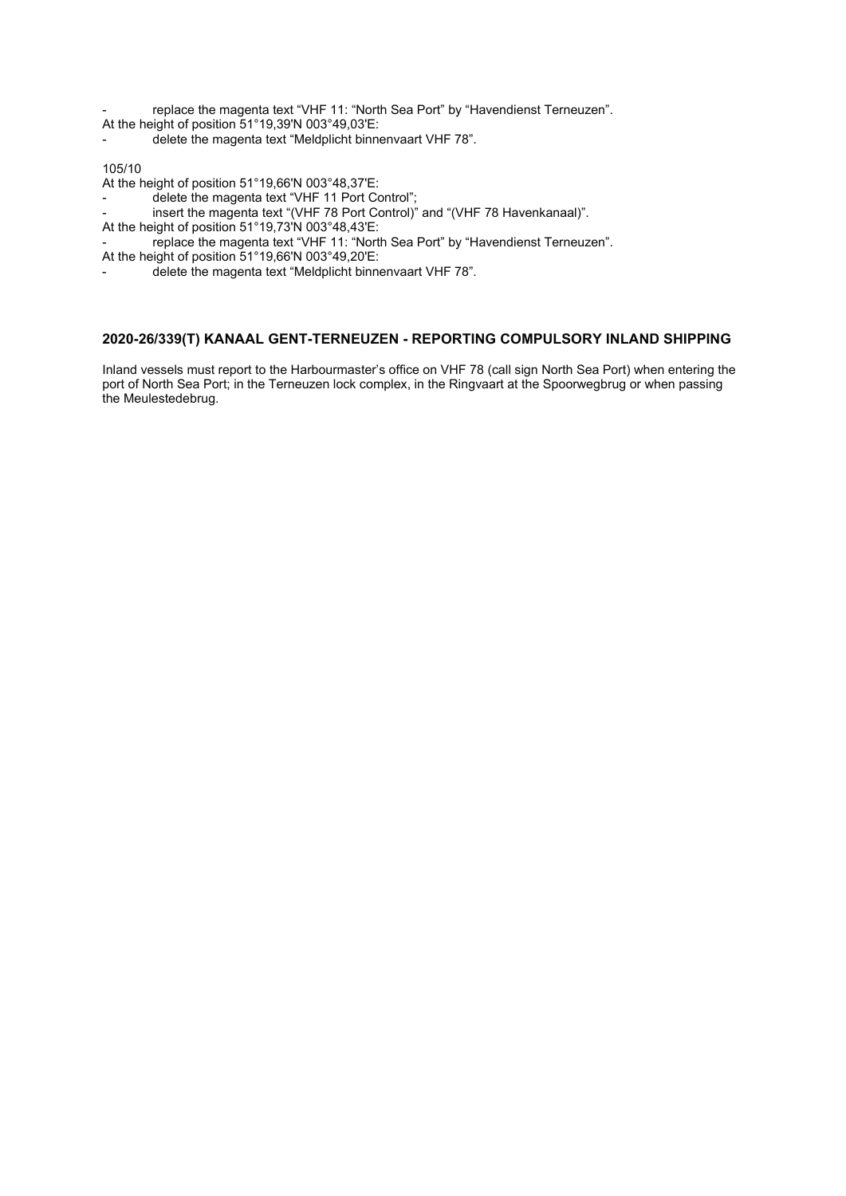- replace the magenta text "VHF 11: "North Sea Port" by "Havendienst Terneuzen".

At the height of position 51°19,39'N 003°49,03'E:

- delete the magenta text "Meldplicht binnenvaart VHF 78".

105/10

At the height of position 51°19,66'N 003°48,37'E:

- delete the magenta text "VHF 11 Port Control";
- insert the magenta text "(VHF 78 Port Control)" and "(VHF 78 Havenkanaal)".

At the height of position 51°19,73'N 003°48,43'E:

- replace the magenta text "VHF 11: "North Sea Port" by "Havendienst Terneuzen".

At the height of position 51°19,66'N 003°49,20'E:

- delete the magenta text "Meldplicht binnenvaart VHF 78".

## 2020-26/339(T) KANAAL GENT-TERNEUZEN - REPORTING COMPULSORY INLAND SHIPPING

Inland vessels must report to the Harbourmaster's office on VHF 78 (call sign North Sea Port) when entering the port of North Sea Port; in the Terneuzen lock complex, in the Ringvaart at the Spoorwegbrug or when passing the Meulestedebrug.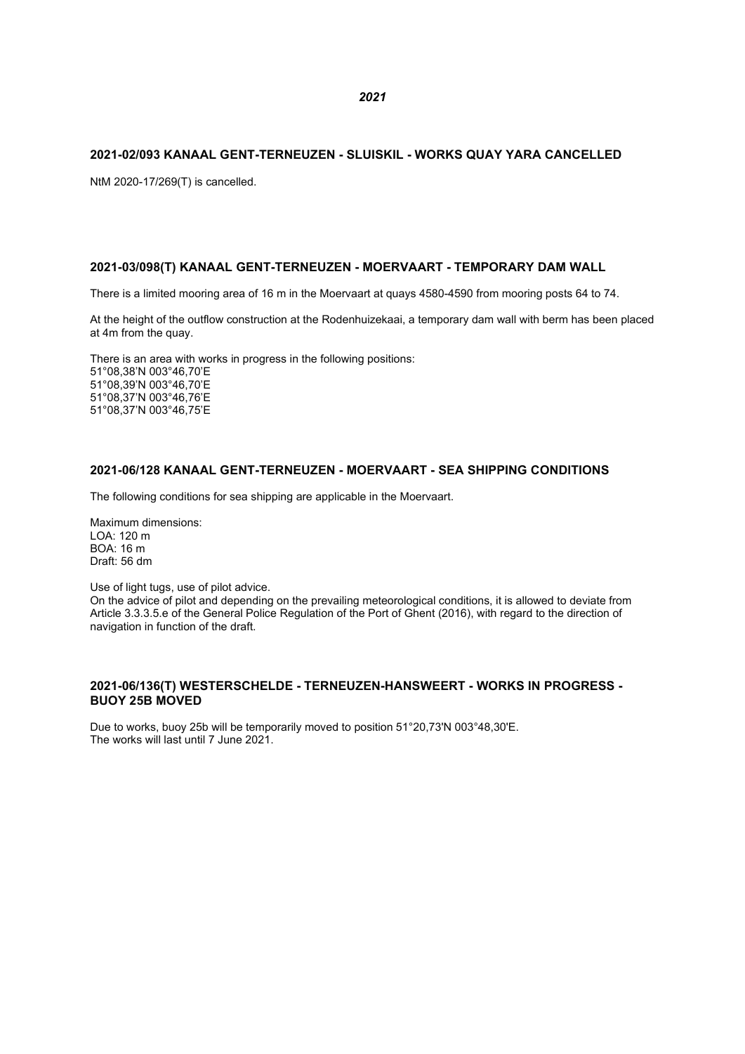*2021*

## 2021-02/093 KANAAL GENT-TERNEUZEN - SLUISKIL - WORKS QUAY YARA CANCELLED

NtM 2020-17/269(T) is cancelled.

## 2021-03/098(T) KANAAL GENT-TERNEUZEN - MOERVAART - TEMPORARY DAM WALL

There is a limited mooring area of 16 m in the Moervaart at quays 4580-4590 from mooring posts 64 to 74.

At the height of the outflow construction at the Rodenhuizekaai, a temporary dam wall with berm has been placed at 4m from the quay.

There is an area with works in progress in the following positions:
51°08,38'N 003°46,70'E
51°08,39'N 003°46,70'E
51°08,37'N 003°46,76'E
51°08,37'N 003°46,75'E

## 2021-06/128 KANAAL GENT-TERNEUZEN - MOERVAART - SEA SHIPPING CONDITIONS

The following conditions for sea shipping are applicable in the Moervaart.

Maximum dimensions:
LOA: 120 m
BOA: 16 m
Draft: 56 dm

Use of light tugs, use of pilot advice.
On the advice of pilot and depending on the prevailing meteorological conditions, it is allowed to deviate from Article 3.3.3.5.e of the General Police Regulation of the Port of Ghent (2016), with regard to the direction of navigation in function of the draft.

## 2021-06/136(T) WESTERSCHELDE - TERNEUZEN-HANSWEERT - WORKS IN PROGRESS - BUOY 25B MOVED

Due to works, buoy 25b will be temporarily moved to position 51°20,73'N 003°48,30'E.
The works will last until 7 June 2021.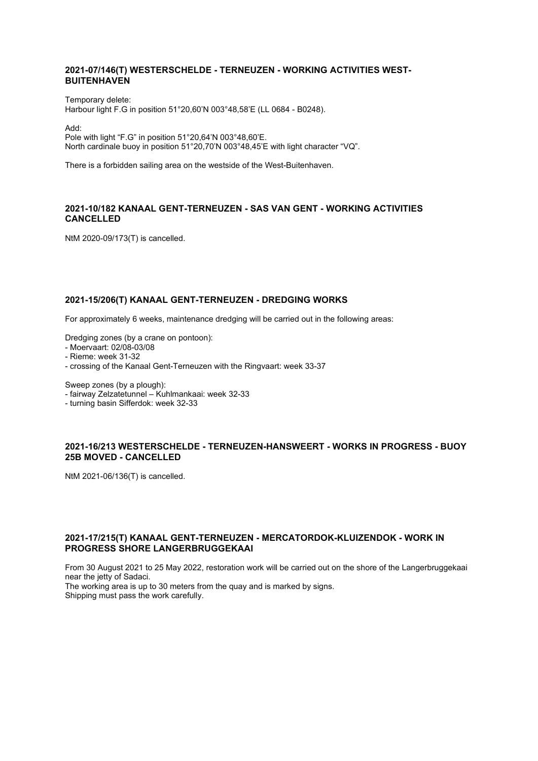### 2021-07/146(T) WESTERSCHELDE - TERNEUZEN - WORKING ACTIVITIES WEST-BUITENHAVEN

Temporary delete:
Harbour light F.G in position 51°20,60'N 003°48,58'E (LL 0684 - B0248).

Add:
Pole with light "F.G" in position 51°20,64'N 003°48,60'E.
North cardinale buoy in position 51°20,70'N 003°48,45'E with light character "VQ".

There is a forbidden sailing area on the westside of the West-Buitenhaven.

### 2021-10/182 KANAAL GENT-TERNEUZEN - SAS VAN GENT - WORKING ACTIVITIES CANCELLED

NtM 2020-09/173(T) is cancelled.

### 2021-15/206(T) KANAAL GENT-TERNEUZEN - DREDGING WORKS

For approximately 6 weeks, maintenance dredging will be carried out in the following areas:

Dredging zones (by a crane on pontoon):
- Moervaart: 02/08-03/08
- Rieme: week 31-32
- crossing of the Kanaal Gent-Terneuzen with the Ringvaart: week 33-37

Sweep zones (by a plough):
- fairway Zelzatetunnel – Kuhlmankaai: week 32-33
- turning basin Sifferdok: week 32-33

### 2021-16/213 WESTERSCHELDE - TERNEUZEN-HANSWEERT - WORKS IN PROGRESS - BUOY 25B MOVED - CANCELLED

NtM 2021-06/136(T) is cancelled.

### 2021-17/215(T) KANAAL GENT-TERNEUZEN - MERCATORDOK-KLUIZENDOK - WORK IN PROGRESS SHORE LANGERBRUGGEKAAI

From 30 August 2021 to 25 May 2022, restoration work will be carried out on the shore of the Langerbruggekaai near the jetty of Sadaci.
The working area is up to 30 meters from the quay and is marked by signs.
Shipping must pass the work carefully.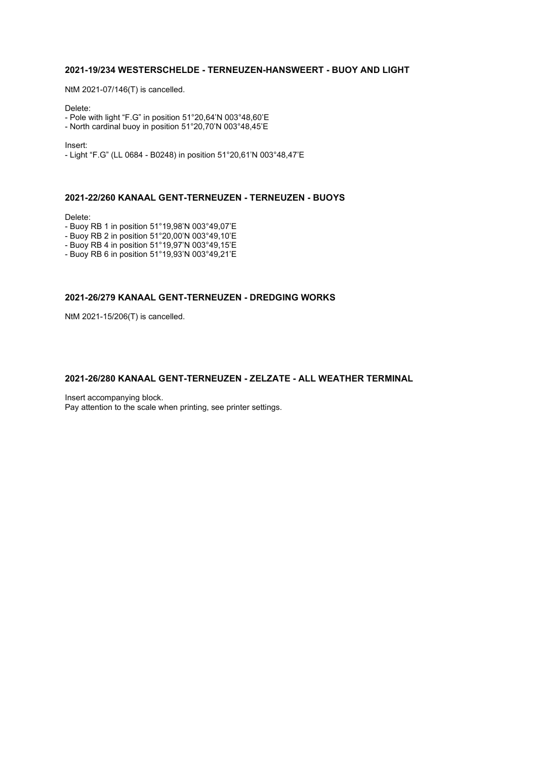## 2021-19/234 WESTERSCHELDE - TERNEUZEN-HANSWEERT - BUOY AND LIGHT

NtM 2021-07/146(T) is cancelled.

Delete:

- Pole with light “F.G” in position 51°20,64’N 003°48,60’E
- North cardinal buoy in position 51°20,70’N 003°48,45’E

Insert:

- Light “F.G” (LL 0684 - B0248) in position 51°20,61’N 003°48,47’E

## 2021-22/260 KANAAL GENT-TERNEUZEN - TERNEUZEN - BUOYS

Delete:

- Buoy RB 1 in position 51°19,98’N 003°49,07’E
- Buoy RB 2 in position 51°20,00’N 003°49,10’E
- Buoy RB 4 in position 51°19,97’N 003°49,15’E
- Buoy RB 6 in position 51°19,93’N 003°49,21’E

## 2021-26/279 KANAAL GENT-TERNEUZEN - DREDGING WORKS

NtM 2021-15/206(T) is cancelled.

## 2021-26/280 KANAAL GENT-TERNEUZEN - ZELZATE - ALL WEATHER TERMINAL

Insert accompanying block.
Pay attention to the scale when printing, see printer settings.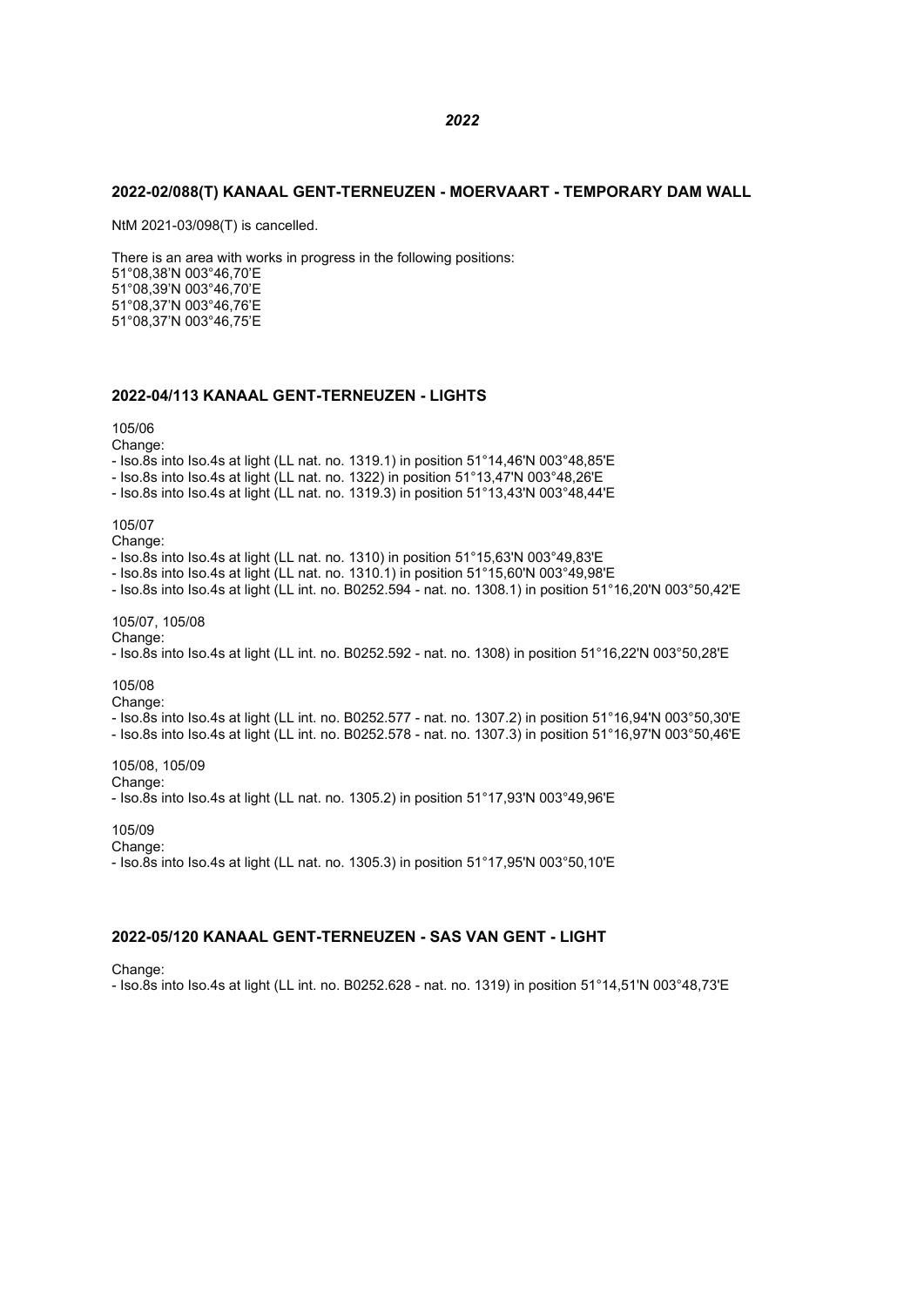*2022*

## 2022-02/088(T) KANAAL GENT-TERNEUZEN - MOERVAART - TEMPORARY DAM WALL

NtM 2021-03/098(T) is cancelled.

There is an area with works in progress in the following positions:
51°08,38’N 003°46,70’E
51°08,39’N 003°46,70’E
51°08,37’N 003°46,76’E
51°08,37’N 003°46,75’E

## 2022-04/113 KANAAL GENT-TERNEUZEN - LIGHTS

105/06

Change:

- Iso.8s into Iso.4s at light (LL nat. no. 1319.1) in position 51°14,46'N 003°48,85'E
- Iso.8s into Iso.4s at light (LL nat. no. 1322) in position 51°13,47'N 003°48,26'E
- Iso.8s into Iso.4s at light (LL nat. no. 1319.3) in position 51°13,43'N 003°48,44'E

105/07

Change:

- Iso.8s into Iso.4s at light (LL nat. no. 1310) in position 51°15,63'N 003°49,83'E
- Iso.8s into Iso.4s at light (LL nat. no. 1310.1) in position 51°15,60'N 003°49,98'E
- Iso.8s into Iso.4s at light (LL int. no. B0252.594 - nat. no. 1308.1) in position 51°16,20'N 003°50,42'E

105/07, 105/08

Change:

- Iso.8s into Iso.4s at light (LL int. no. B0252.592 - nat. no. 1308) in position 51°16,22'N 003°50,28'E

105/08

Change:

- Iso.8s into Iso.4s at light (LL int. no. B0252.577 - nat. no. 1307.2) in position 51°16,94'N 003°50,30'E
- Iso.8s into Iso.4s at light (LL int. no. B0252.578 - nat. no. 1307.3) in position 51°16,97'N 003°50,46'E

105/08, 105/09

Change:

- Iso.8s into Iso.4s at light (LL nat. no. 1305.2) in position 51°17,93'N 003°49,96'E

105/09

Change:

- Iso.8s into Iso.4s at light (LL nat. no. 1305.3) in position 51°17,95'N 003°50,10'E

## 2022-05/120 KANAAL GENT-TERNEUZEN - SAS VAN GENT - LIGHT

Change:

- Iso.8s into Iso.4s at light (LL int. no. B0252.628 - nat. no. 1319) in position 51°14,51'N 003°48,73'E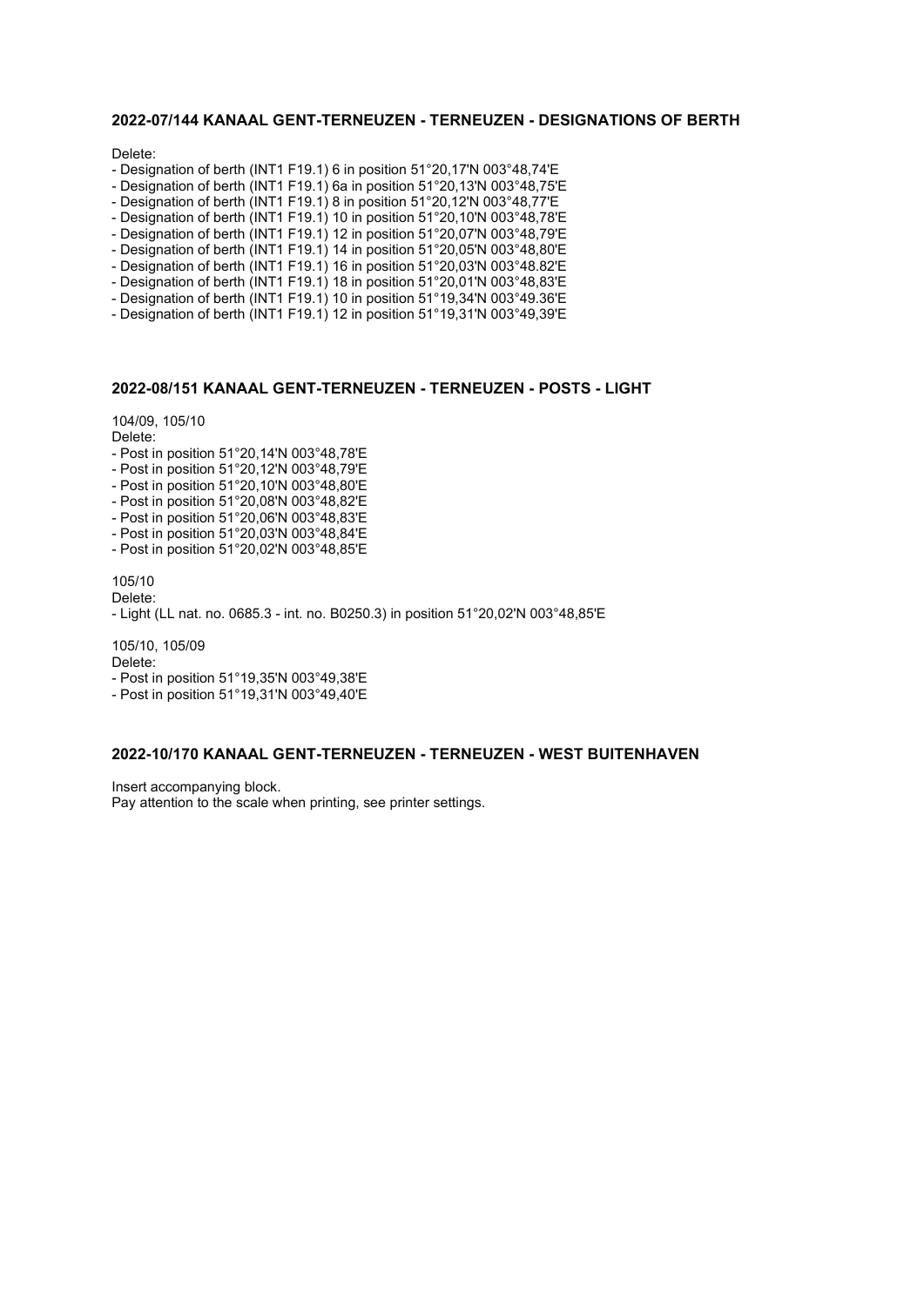## 2022-07/144 KANAAL GENT-TERNEUZEN - TERNEUZEN - DESIGNATIONS OF BERTH

Delete:

- Designation of berth (INT1 F19.1) 6 in position 51°20,17'N 003°48,74'E
- Designation of berth (INT1 F19.1) 6a in position 51°20,13'N 003°48,75'E
- Designation of berth (INT1 F19.1) 8 in position 51°20,12'N 003°48,77'E
- Designation of berth (INT1 F19.1) 10 in position 51°20,10'N 003°48,78'E
- Designation of berth (INT1 F19.1) 12 in position 51°20,07'N 003°48,79'E
- Designation of berth (INT1 F19.1) 14 in position 51°20,05'N 003°48,80'E
- Designation of berth (INT1 F19.1) 16 in position 51°20,03'N 003°48.82'E
- Designation of berth (INT1 F19.1) 18 in position 51°20,01'N 003°48,83'E
- Designation of berth (INT1 F19.1) 10 in position 51°19,34'N 003°49.36'E
- Designation of berth (INT1 F19.1) 12 in position 51°19,31'N 003°49,39'E

## 2022-08/151 KANAAL GENT-TERNEUZEN - TERNEUZEN - POSTS - LIGHT

104/09, 105/10

Delete:

- Post in position 51°20,14'N 003°48,78'E
- Post in position 51°20,12'N 003°48,79'E
- Post in position 51°20,10'N 003°48,80'E
- Post in position 51°20,08'N 003°48,82'E
- Post in position 51°20,06'N 003°48,83'E
- Post in position 51°20,03'N 003°48,84'E
- Post in position 51°20,02'N 003°48,85'E

105/10

Delete:

- Light (LL nat. no. 0685.3 - int. no. B0250.3) in position 51°20,02'N 003°48,85'E

105/10, 105/09

Delete:

- Post in position 51°19,35'N 003°49,38'E
- Post in position 51°19,31'N 003°49,40'E

## 2022-10/170 KANAAL GENT-TERNEUZEN - TERNEUZEN - WEST BUITENHAVEN

Insert accompanying block.

Pay attention to the scale when printing, see printer settings.